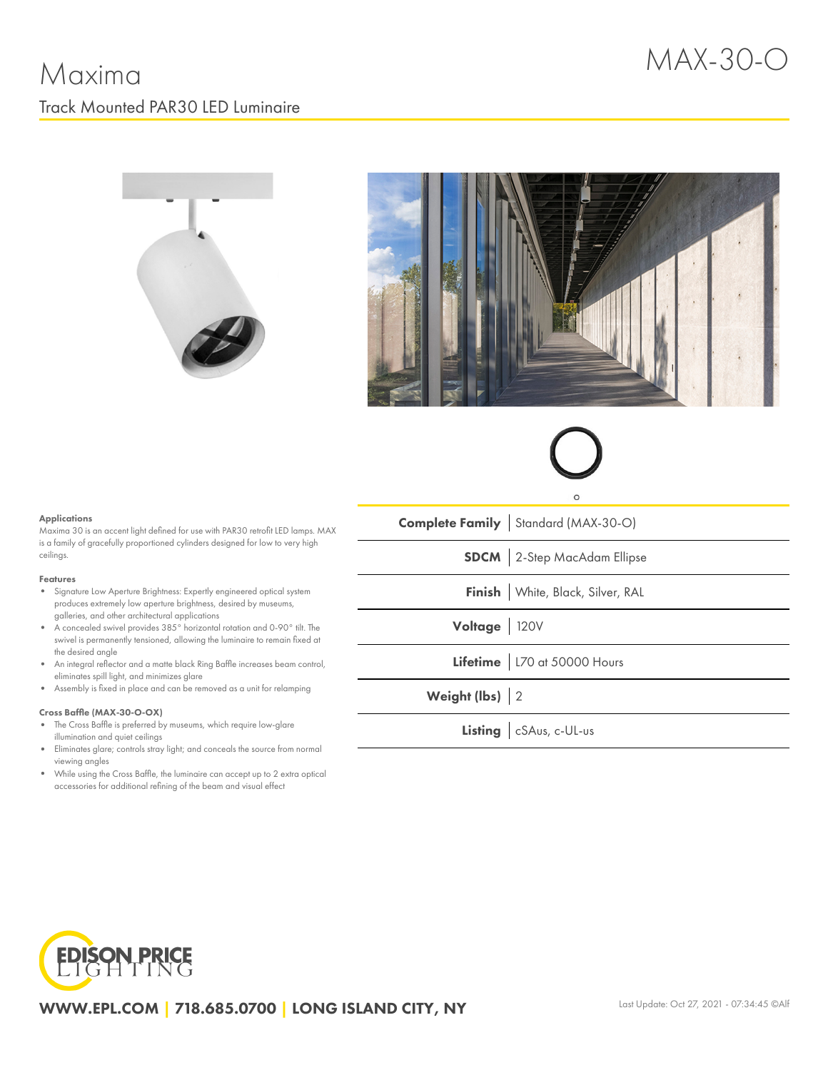# Maxima

MAX-30-O

## Track Mounted PAR30 LED Luminaire

O

#### Applications

Maxima 30 is an accent light defined for use with PAR30 retrofit LED lamps. MAX is a family of gracefully proportioned cylinders designed for low to very high ceilings.

#### Features

- Signature Low Aperture Brightness: Expertly engineered optical system produces extremely low aperture brightness, desired by museums, galleries, and other architectural applications
- A concealed swivel provides 385° horizontal rotation and 0-90° tilt. The swivel is permanently tensioned, allowing the luminaire to remain fixed at the desired angle
- An integral reflector and a matte black Ring Baffle increases beam control, eliminates spill light, and minimizes glare
- Assembly is fixed in place and can be removed as a unit for relamping

#### Cross Baffle (MAX-30-O-OX)

- The Cross Baffle is preferred by museums, which require low-glare illumination and quiet ceilings
- Eliminates glare; controls stray light; and conceals the source from normal viewing angles
- While using the Cross Baffle, the luminaire can accept up to 2 extra optical accessories for additional refining of the beam and visual effect

| | |
|---|---|
| **Complete Family** | Standard (MAX-30-O) |
| **SDCM** | 2-Step MacAdam Ellipse |
| **Finish** | White, Black, Silver, RAL |
| **Voltage** | 120V |
| **Lifetime** | L70 at 50000 Hours |
| **Weight (lbs)** | 2 |
| **Listing** | cSAus, c-UL-us |

EDISON PRICE LIGHTING

**WWW.EPL.COM | 718.685.0700 | LONG ISLAND CITY, NY**

Last Update: Oct 27, 2021 - 07:34:45 ©Alf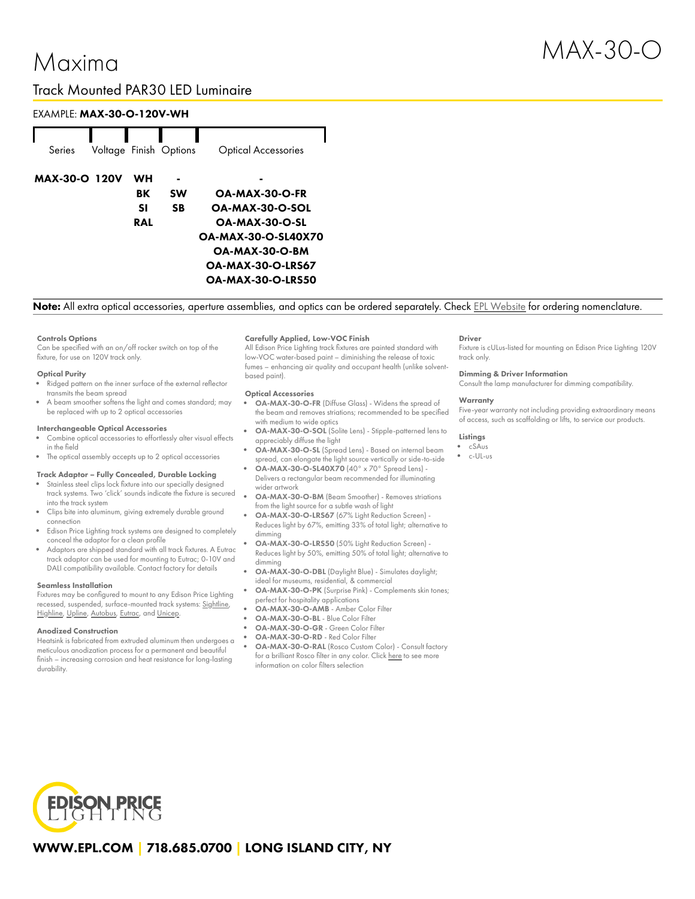# Maxima

MAX-30-O

## Track Mounted PAR30 LED Luminaire

EXAMPLE: **MAX-30-O-120V-WH**

| Series | Voltage | Finish | Options | Optical Accessories |
|---|---|---|---|---|
| **MAX-30-O** | **120V** | **WH** | **-** | **-** |
| | | **BK** | **SW** | **OA-MAX-30-O-FR** |
| | | **SI** | **SB** | **OA-MAX-30-O-SOL** |
| | | **RAL** | | **OA-MAX-30-O-SL** |
| | | | | **OA-MAX-30-O-SL40X70** |
| | | | | **OA-MAX-30-O-BM** |
| | | | | **OA-MAX-30-O-LRS67** |
| | | | | **OA-MAX-30-O-LRS50** |

**Note:** All extra optical accessories, aperture assemblies, and optics can be ordered separately. Check EPL Website for ordering nomenclature.

#### Controls Options

Can be specified with an on/off rocker switch on top of the fixture, for use on 120V track only.

#### Optical Purity

- Ridged pattern on the inner surface of the external reflector transmits the beam spread
- A beam smoother softens the light and comes standard; may be replaced with up to 2 optical accessories

#### Interchangeable Optical Accessories

- Combine optical accessories to effortlessly alter visual effects in the field
- The optical assembly accepts up to 2 optical accessories

#### Track Adaptor – Fully Concealed, Durable Locking

- Stainless steel clips lock fixture into our specially designed track systems. Two 'click' sounds indicate the fixture is secured into the track system
- Clips bite into aluminum, giving extremely durable ground connection
- Edison Price Lighting track systems are designed to completely conceal the adaptor for a clean profile
- Adaptors are shipped standard with all track fixtures. A Eutrac track adaptor can be used for mounting to Eutrac; 0-10V and DALI compatibility available. Contact factory for details

#### Seamless Installation

Fixtures may be configured to mount to any Edison Price Lighting recessed, suspended, surface-mounted track systems: Sightline, Highline, Upline, Autobus, Eutrac, and Unicep.

#### Anodized Construction

Heatsink is fabricated from extruded aluminum then undergoes a meticulous anodization process for a permanent and beautiful finish – increasing corrosion and heat resistance for long-lasting durability.

#### Carefully Applied, Low-VOC Finish

All Edison Price Lighting track fixtures are painted standard with low-VOC water-based paint – diminishing the release of toxic fumes – enhancing air quality and occupant health (unlike solvent-based paint).

#### Optical Accessories

- **OA-MAX-30-O-FR** (Diffuse Glass) - Widens the spread of the beam and removes striations; recommended to be specified with medium to wide optics
- **OA-MAX-30-O-SOL** (Solite Lens) - Stipple-patterned lens to appreciably diffuse the light
- **OA-MAX-30-O-SL** (Spread Lens) - Based on internal beam spread, can elongate the light source vertically or side-to-side
- **OA-MAX-30-O-SL40X70** (40° x 70° Spread Lens) - Delivers a rectangular beam recommended for illuminating wider artwork
- **OA-MAX-30-O-BM** (Beam Smoother) - Removes striations from the light source for a subtle wash of light
- **OA-MAX-30-O-LRS67** (67% Light Reduction Screen) - Reduces light by 67%, emitting 33% of total light; alternative to dimming
- **OA-MAX-30-O-LRS50** (50% Light Reduction Screen) - Reduces light by 50%, emitting 50% of total light; alternative to dimming
- **OA-MAX-30-O-DBL** (Daylight Blue) - Simulates daylight; ideal for museums, residential, & commercial
- **OA-MAX-30-O-PK** (Surprise Pink) - Complements skin tones; perfect for hospitality applications
- **OA-MAX-30-O-AMB** - Amber Color Filter
- **OA-MAX-30-O-BL** - Blue Color Filter
- **OA-MAX-30-O-GR** - Green Color Filter
- **OA-MAX-30-O-RD** - Red Color Filter
- **OA-MAX-30-O-RAL** (Rosco Custom Color) - Consult factory for a brilliant Rosco filter in any color. Click here to see more information on color filters selection

#### Driver

Fixture is cULus-listed for mounting on Edison Price Lighting 120V track only.

#### Dimming & Driver Information

Consult the lamp manufacturer for dimming compatibility.

#### Warranty

Five-year warranty not including providing extraordinary means of access, such as scaffolding or lifts, to service our products.

#### Listings

- cSAus
- c-UL-us

EDISON PRICE LIGHTING

**WWW.EPL.COM | 718.685.0700 | LONG ISLAND CITY, NY**